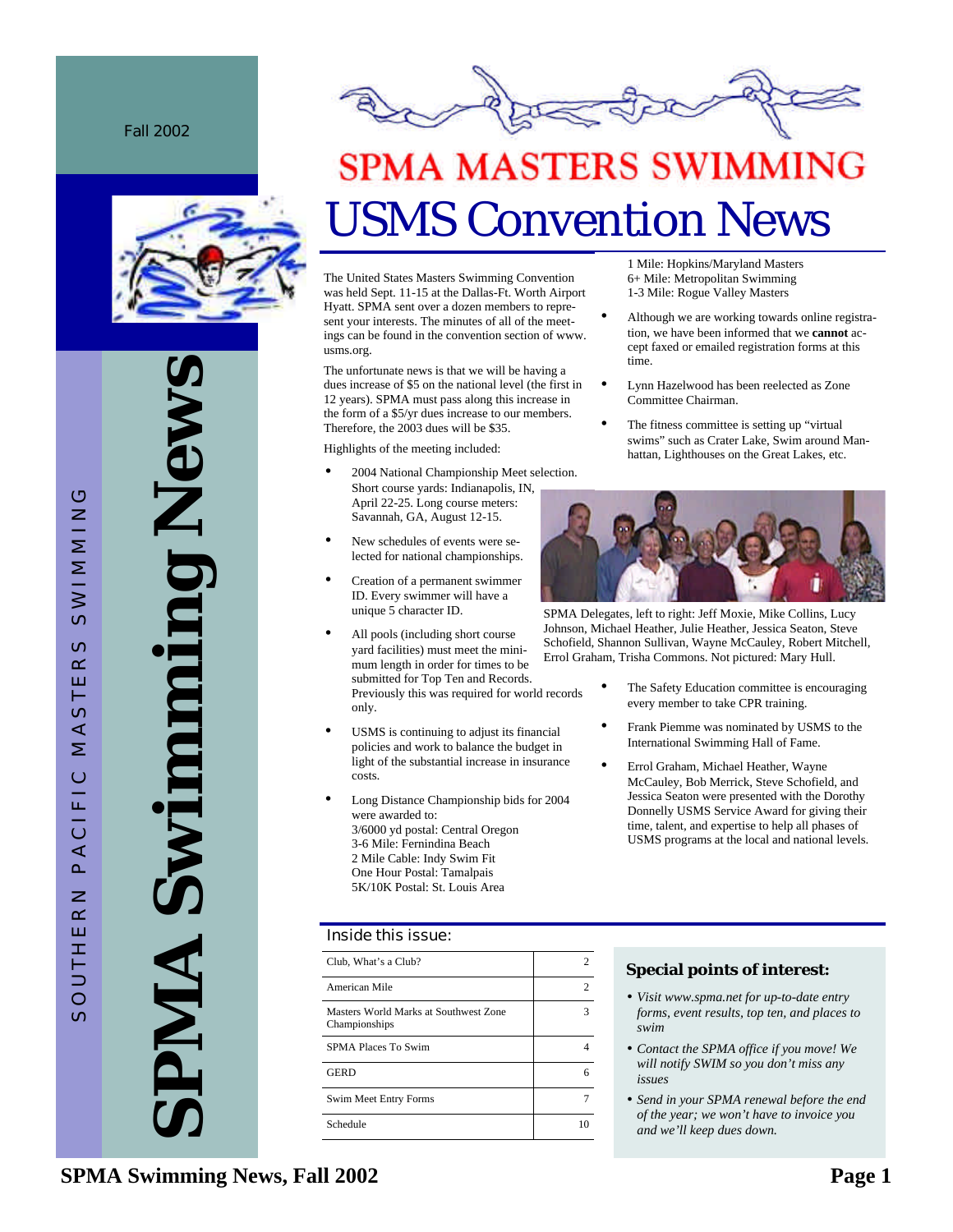Fall 2002

# SPMA Swimming News

SOUTHERN PACIFIC MASTERS SWIMMING

## SPMA MASTERS SWIMMING

# USMS Convention News

The United States Masters Swimming Convention was held Sept. 11-15 at the Dallas-Ft. Worth Airport Hyatt. SPMA sent over a dozen members to represent your interests. The minutes of all of the meetings can be found in the convention section of www.usms.org.

The unfortunate news is that we will be having a dues increase of $5 on the national level (the first in 12 years). SPMA must pass along this increase in the form of a $5/yr dues increase to our members. Therefore, the 2003 dues will be $35.

Highlights of the meeting included:

- 2004 National Championship Meet selection. Short course yards: Indianapolis, IN, April 22-25. Long course meters: Savannah, GA, August 12-15.
- New schedules of events were selected for national championships.
- Creation of a permanent swimmer ID. Every swimmer will have a unique 5 character ID.
- All pools (including short course yard facilities) must meet the minimum length in order for times to be submitted for Top Ten and Records. Previously this was required for world records only.
- USMS is continuing to adjust its financial policies and work to balance the budget in light of the substantial increase in insurance costs.
- Long Distance Championship bids for 2004 were awarded to:
  3/6000 yd postal: Central Oregon
  3-6 Mile: Fernindina Beach
  2 Mile Cable: Indy Swim Fit
  One Hour Postal: Tamalpais
  5K/10K Postal: St. Louis Area
  1 Mile: Hopkins/Maryland Masters
  6+ Mile: Metropolitan Swimming
  1-3 Mile: Rogue Valley Masters
- Although we are working towards online registration, we have been informed that we **cannot** accept faxed or emailed registration forms at this time.
- Lynn Hazelwood has been reelected as Zone Committee Chairman.
- The fitness committee is setting up "virtual swims" such as Crater Lake, Swim around Manhattan, Lighthouses on the Great Lakes, etc.

SPMA Delegates, left to right: Jeff Moxie, Mike Collins, Lucy Johnson, Michael Heather, Julie Heather, Jessica Seaton, Steve Schofield, Shannon Sullivan, Wayne McCauley, Robert Mitchell, Errol Graham, Trisha Commons. Not pictured: Mary Hull.

- The Safety Education committee is encouraging every member to take CPR training.
- Frank Piemme was nominated by USMS to the International Swimming Hall of Fame.
- Errol Graham, Michael Heather, Wayne McCauley, Bob Merrick, Steve Schofield, and Jessica Seaton were presented with the Dorothy Donnelly USMS Service Award for giving their time, talent, and expertise to help all phases of USMS programs at the local and national levels.

### Inside this issue:

| | |
|---|---|
| Club, What's a Club? | 2 |
| American Mile | 2 |
| Masters World Marks at Southwest Zone Championships | 3 |
| SPMA Places To Swim | 4 |
| GERD | 6 |
| Swim Meet Entry Forms | 7 |
| Schedule | 10 |

### Special points of interest:

- *Visit www.spma.net for up-to-date entry forms, event results, top ten, and places to swim*
- *Contact the SPMA office if you move! We will notify SWIM so you don't miss any issues*
- *Send in your SPMA renewal before the end of the year; we won't have to invoice you and we'll keep dues down.*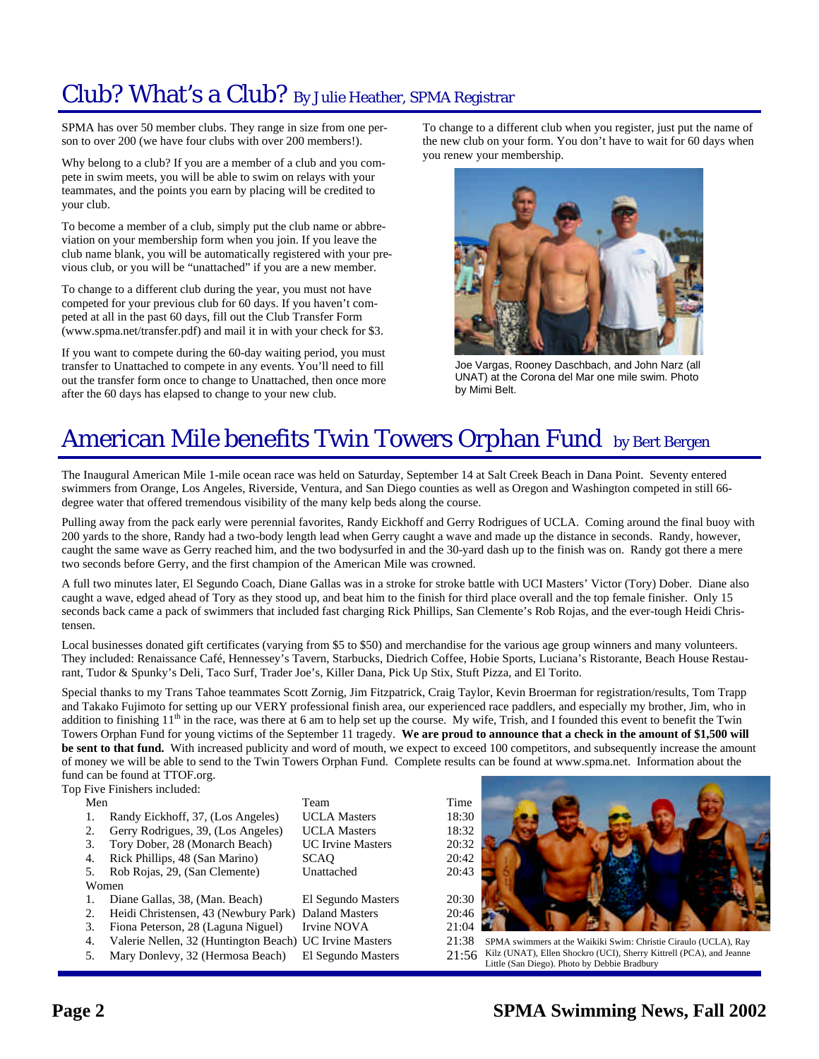# Club? What's a Club? By Julie Heather, SPMA Registrar

SPMA has over 50 member clubs. They range in size from one person to over 200 (we have four clubs with over 200 members!).

Why belong to a club? If you are a member of a club and you compete in swim meets, you will be able to swim on relays with your teammates, and the points you earn by placing will be credited to your club.

To become a member of a club, simply put the club name or abbreviation on your membership form when you join. If you leave the club name blank, you will be automatically registered with your previous club, or you will be "unattached" if you are a new member.

To change to a different club during the year, you must not have competed for your previous club for 60 days. If you haven't competed at all in the past 60 days, fill out the Club Transfer Form (www.spma.net/transfer.pdf) and mail it in with your check for $3.

If you want to compete during the 60-day waiting period, you must transfer to Unattached to compete in any events. You'll need to fill out the transfer form once to change to Unattached, then once more after the 60 days has elapsed to change to your new club.

To change to a different club when you register, just put the name of the new club on your form. You don't have to wait for 60 days when you renew your membership.

Joe Vargas, Rooney Daschbach, and John Narz (all UNAT) at the Corona del Mar one mile swim. Photo by Mimi Belt.

# American Mile benefits Twin Towers Orphan Fund by Bert Bergen

The Inaugural American Mile 1-mile ocean race was held on Saturday, September 14 at Salt Creek Beach in Dana Point. Seventy entered swimmers from Orange, Los Angeles, Riverside, Ventura, and San Diego counties as well as Oregon and Washington competed in still 66-degree water that offered tremendous visibility of the many kelp beds along the course.

Pulling away from the pack early were perennial favorites, Randy Eickhoff and Gerry Rodrigues of UCLA. Coming around the final buoy with 200 yards to the shore, Randy had a two-body length lead when Gerry caught a wave and made up the distance in seconds. Randy, however, caught the same wave as Gerry reached him, and the two bodysurfed in and the 30-yard dash up to the finish was on. Randy got there a mere two seconds before Gerry, and the first champion of the American Mile was crowned.

A full two minutes later, El Segundo Coach, Diane Gallas was in a stroke for stroke battle with UCI Masters' Victor (Tory) Dober. Diane also caught a wave, edged ahead of Tory as they stood up, and beat him to the finish for third place overall and the top female finisher. Only 15 seconds back came a pack of swimmers that included fast charging Rick Phillips, San Clemente's Rob Rojas, and the ever-tough Heidi Christensen.

Local businesses donated gift certificates (varying from $5 to $50) and merchandise for the various age group winners and many volunteers. They included: Renaissance Café, Hennessey's Tavern, Starbucks, Diedrich Coffee, Hobie Sports, Luciana's Ristorante, Beach House Restaurant, Tudor & Spunky's Deli, Taco Surf, Trader Joe's, Killer Dana, Pick Up Stix, Stuft Pizza, and El Torito.

Special thanks to my Trans Tahoe teammates Scott Zornig, Jim Fitzpatrick, Craig Taylor, Kevin Broerman for registration/results, Tom Trapp and Takako Fujimoto for setting up our VERY professional finish area, our experienced race paddlers, and especially my brother, Jim, who in addition to finishing 11th in the race, was there at 6 am to help set up the course. My wife, Trish, and I founded this event to benefit the Twin Towers Orphan Fund for young victims of the September 11 tragedy. **We are proud to announce that a check in the amount of $1,500 will be sent to that fund.** With increased publicity and word of mouth, we expect to exceed 100 competitors, and subsequently increase the amount of money we will be able to send to the Twin Towers Orphan Fund. Complete results can be found at www.spma.net. Information about the fund can be found at TTOF.org.

Top Five Finishers included:

| Men | Team | Time |
|---|---|---|
| 1. Randy Eickhoff, 37, (Los Angeles) | UCLA Masters | 18:30 |
| 2. Gerry Rodrigues, 39, (Los Angeles) | UCLA Masters | 18:32 |
| 3. Tory Dober, 28 (Monarch Beach) | UC Irvine Masters | 20:32 |
| 4. Rick Phillips, 48 (San Marino) | SCAQ | 20:42 |
| 5. Rob Rojas, 29, (San Clemente) | Unattached | 20:43 |
| **Women** | | |
| 1. Diane Gallas, 38, (Man. Beach) | El Segundo Masters | 20:30 |
| 2. Heidi Christensen, 43 (Newbury Park) | Daland Masters | 20:46 |
| 3. Fiona Peterson, 28 (Laguna Niguel) | Irvine NOVA | 21:04 |
| 4. Valerie Nellen, 32 (Huntington Beach) | UC Irvine Masters | 21:38 |
| 5. Mary Donlevy, 32 (Hermosa Beach) | El Segundo Masters | 21:56 |

SPMA swimmers at the Waikiki Swim: Christie Ciraulo (UCLA), Ray Kilz (UNAT), Ellen Shockro (UCI), Sherry Kittrell (PCA), and Jeanne Little (San Diego). Photo by Debbie Bradbury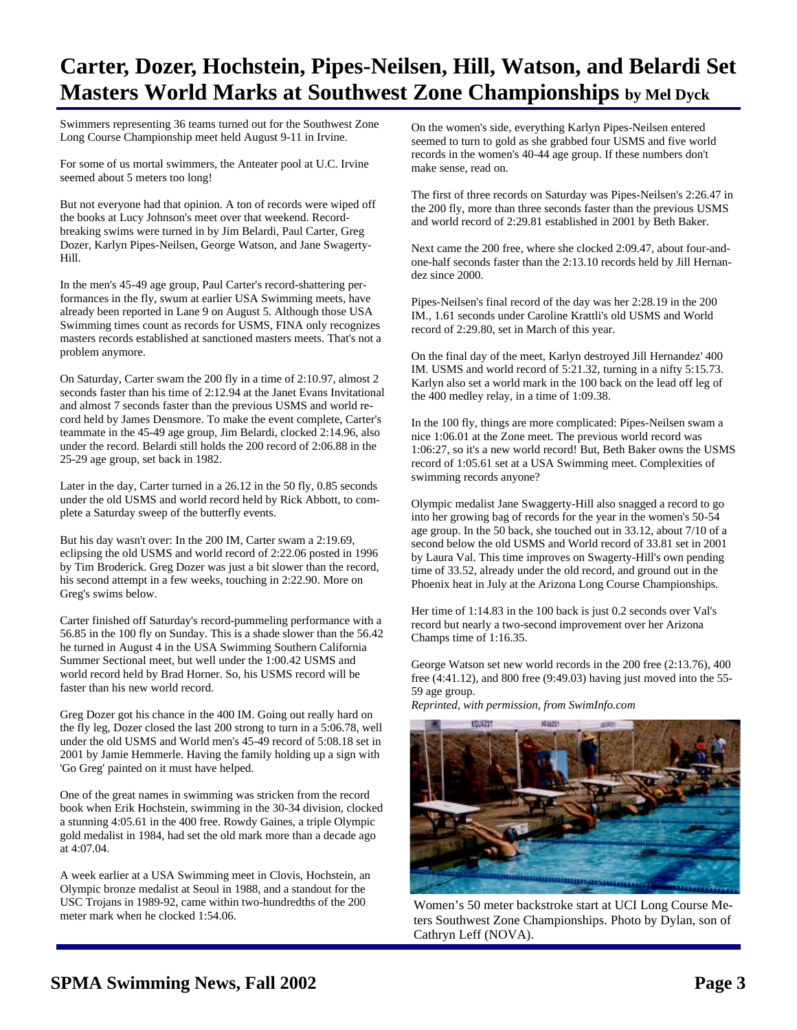# Carter, Dozer, Hochstein, Pipes-Neilsen, Hill, Watson, and Belardi Set Masters World Marks at Southwest Zone Championships by Mel Dyck

Swimmers representing 36 teams turned out for the Southwest Zone Long Course Championship meet held August 9-11 in Irvine.

For some of us mortal swimmers, the Anteater pool at U.C. Irvine seemed about 5 meters too long!

But not everyone had that opinion. A ton of records were wiped off the books at Lucy Johnson's meet over that weekend. Record-breaking swims were turned in by Jim Belardi, Paul Carter, Greg Dozer, Karlyn Pipes-Neilsen, George Watson, and Jane Swagerty-Hill.

In the men's 45-49 age group, Paul Carter's record-shattering performances in the fly, swum at earlier USA Swimming meets, have already been reported in Lane 9 on August 5. Although those USA Swimming times count as records for USMS, FINA only recognizes masters records established at sanctioned masters meets. That's not a problem anymore.

On Saturday, Carter swam the 200 fly in a time of 2:10.97, almost 2 seconds faster than his time of 2:12.94 at the Janet Evans Invitational and almost 7 seconds faster than the previous USMS and world record held by James Densmore. To make the event complete, Carter's teammate in the 45-49 age group, Jim Belardi, clocked 2:14.96, also under the record. Belardi still holds the 200 record of 2:06.88 in the 25-29 age group, set back in 1982.

Later in the day, Carter turned in a 26.12 in the 50 fly, 0.85 seconds under the old USMS and world record held by Rick Abbott, to complete a Saturday sweep of the butterfly events.

But his day wasn't over: In the 200 IM, Carter swam a 2:19.69, eclipsing the old USMS and world record of 2:22.06 posted in 1996 by Tim Broderick. Greg Dozer was just a bit slower than the record, his second attempt in a few weeks, touching in 2:22.90. More on Greg's swims below.

Carter finished off Saturday's record-pummeling performance with a 56.85 in the 100 fly on Sunday. This is a shade slower than the 56.42 he turned in August 4 in the USA Swimming Southern California Summer Sectional meet, but well under the 1:00.42 USMS and world record held by Brad Horner. So, his USMS record will be faster than his new world record.

Greg Dozer got his chance in the 400 IM. Going out really hard on the fly leg, Dozer closed the last 200 strong to turn in a 5:06.78, well under the old USMS and World men's 45-49 record of 5:08.18 set in 2001 by Jamie Hemmerle. Having the family holding up a sign with 'Go Greg' painted on it must have helped.

One of the great names in swimming was stricken from the record book when Erik Hochstein, swimming in the 30-34 division, clocked a stunning 4:05.61 in the 400 free. Rowdy Gaines, a triple Olympic gold medalist in 1984, had set the old mark more than a decade ago at 4:07.04.

A week earlier at a USA Swimming meet in Clovis, Hochstein, an Olympic bronze medalist at Seoul in 1988, and a standout for the USC Trojans in 1989-92, came within two-hundredths of the 200 meter mark when he clocked 1:54.06.

On the women's side, everything Karlyn Pipes-Neilsen entered seemed to turn to gold as she grabbed four USMS and five world records in the women's 40-44 age group. If these numbers don't make sense, read on.

The first of three records on Saturday was Pipes-Neilsen's 2:26.47 in the 200 fly, more than three seconds faster than the previous USMS and world record of 2:29.81 established in 2001 by Beth Baker.

Next came the 200 free, where she clocked 2:09.47, about four-and-one-half seconds faster than the 2:13.10 records held by Jill Hernandez since 2000.

Pipes-Neilsen's final record of the day was her 2:28.19 in the 200 IM., 1.61 seconds under Caroline Krattli's old USMS and World record of 2:29.80, set in March of this year.

On the final day of the meet, Karlyn destroyed Jill Hernandez' 400 IM. USMS and world record of 5:21.32, turning in a nifty 5:15.73. Karlyn also set a world mark in the 100 back on the lead off leg of the 400 medley relay, in a time of 1:09.38.

In the 100 fly, things are more complicated: Pipes-Neilsen swam a nice 1:06.01 at the Zone meet. The previous world record was 1:06:27, so it's a new world record! But, Beth Baker owns the USMS record of 1:05.61 set at a USA Swimming meet. Complexities of swimming records anyone?

Olympic medalist Jane Swaggerty-Hill also snagged a record to go into her growing bag of records for the year in the women's 50-54 age group. In the 50 back, she touched out in 33.12, about 7/10 of a second below the old USMS and World record of 33.81 set in 2001 by Laura Val. This time improves on Swagerty-Hill's own pending time of 33.52, already under the old record, and ground out in the Phoenix heat in July at the Arizona Long Course Championships.

Her time of 1:14.83 in the 100 back is just 0.2 seconds over Val's record but nearly a two-second improvement over her Arizona Champs time of 1:16.35.

George Watson set new world records in the 200 free (2:13.76), 400 free (4:41.12), and 800 free (9:49.03) having just moved into the 55-59 age group.

*Reprinted, with permission, from SwimInfo.com*

Women's 50 meter backstroke start at UCI Long Course Meters Southwest Zone Championships. Photo by Dylan, son of Cathryn Leff (NOVA).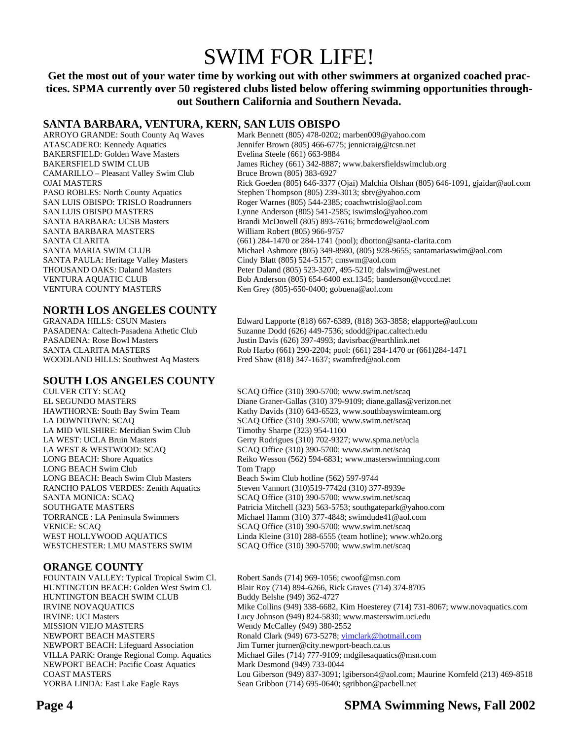# SWIM FOR LIFE!

**Get the most out of your water time by working out with other swimmers at organized coached practices. SPMA currently over 50 registered clubs listed below offering swimming opportunities throughout Southern California and Southern Nevada.**

## SANTA BARBARA, VENTURA, KERN, SAN LUIS OBISPO

| | |
|---|---|
| ARROYO GRANDE: South County Aq Waves | Mark Bennett (805) 478-0202; marben009@yahoo.com |
| ATASCADERO: Kennedy Aquatics | Jennifer Brown (805) 466-6775; jennicraig@tcsn.net |
| BAKERSFIELD: Golden Wave Masters | Evelina Steele (661) 663-9884 |
| BAKERSFIELD SWIM CLUB | James Richey (661) 342-8887; www.bakersfieldswimclub.org |
| CAMARILLO – Pleasant Valley Swim Club | Bruce Brown (805) 383-6927 |
| OJAI MASTERS | Rick Goeden (805) 646-3377 (Ojai) Malchia Olshan (805) 646-1091, gjaidar@aol.com |
| PASO ROBLES: North County Aquatics | Stephen Thompson (805) 239-3013; sbtv@yahoo.com |
| SAN LUIS OBISPO: TRISLO Roadrunners | Roger Warnes (805) 544-2385; coachwtrislo@aol.com |
| SAN LUIS OBISPO MASTERS | Lynne Anderson (805) 541-2585; iswimslo@yahoo.com |
| SANTA BARBARA: UCSB Masters | Brandi McDowell (805) 893-7616; brmcdowel@aol.com |
| SANTA BARBARA MASTERS | William Robert (805) 966-9757 |
| SANTA CLARITA | (661) 284-1470 or 284-1741 (pool); dbotton@santa-clarita.com |
| SANTA MARIA SWIM CLUB | Michael Ashmore (805) 349-8980, (805) 928-9655; santamariaswim@aol.com |
| SANTA PAULA: Heritage Valley Masters | Cindy Blatt (805) 524-5157; cmswm@aol.com |
| THOUSAND OAKS: Daland Masters | Peter Daland (805) 523-3207, 495-5210; dalswim@west.net |
| VENTURA AQUATIC CLUB | Bob Anderson (805) 654-6400 ext.1345; banderson@vcccd.net |
| VENTURA COUNTY MASTERS | Ken Grey (805)-650-0400; gobuena@aol.com |

## NORTH LOS ANGELES COUNTY

| | |
|---|---|
| GRANADA HILLS: CSUN Masters | Edward Lapporte (818) 667-6389, (818) 363-3858; elapporte@aol.com |
| PASADENA: Caltech-Pasadena Athetic Club | Suzanne Dodd (626) 449-7536; sdodd@ipac.caltech.edu |
| PASADENA: Rose Bowl Masters | Justin Davis (626) 397-4993; davisrbac@earthlink.net |
| SANTA CLARITA MASTERS | Rob Harbo (661) 290-2204; pool: (661) 284-1470 or (661)284-1471 |
| WOODLAND HILLS: Southwest Aq Masters | Fred Shaw (818) 347-1637; swamfred@aol.com |

## SOUTH LOS ANGELES COUNTY

| | |
|---|---|
| CULVER CITY: SCAQ | SCAQ Office (310) 390-5700; www.swim.net/scaq |
| EL SEGUNDO MASTERS | Diane Graner-Gallas (310) 379-9109; diane.gallas@verizon.net |
| HAWTHORNE: South Bay Swim Team | Kathy Davids (310) 643-6523, www.southbayswimteam.org |
| LA DOWNTOWN: SCAQ | SCAQ Office (310) 390-5700; www.swim.net/scaq |
| LA MID WILSHIRE: Meridian Swim Club | Timothy Sharpe (323) 954-1100 |
| LA WEST: UCLA Bruin Masters | Gerry Rodrigues (310) 702-9327; www.spma.net/ucla |
| LA WEST & WESTWOOD: SCAQ | SCAQ Office (310) 390-5700; www.swim.net/scaq |
| LONG BEACH: Shore Aquatics | Reiko Wesson (562) 594-6831; www.masterswimming.com |
| LONG BEACH Swim Club | Tom Trapp |
| LONG BEACH: Beach Swim Club Masters | Beach Swim Club hotline (562) 597-9744 |
| RANCHO PALOS VERDES: Zenith Aquatics | Steven Vannort (310)519-7742d (310) 377-8939e |
| SANTA MONICA: SCAQ | SCAQ Office (310) 390-5700; www.swim.net/scaq |
| SOUTHGATE MASTERS | Patricia Mitchell (323) 563-5753; southgatepark@yahoo.com |
| TORRANCE : LA Peninsula Swimmers | Michael Hamm (310) 377-4848; swimdude41@aol.com |
| VENICE: SCAQ | SCAQ Office (310) 390-5700; www.swim.net/scaq |
| WEST HOLLYWOOD AQUATICS | Linda Kleine (310) 288-6555 (team hotline); www.wh2o.org |
| WESTCHESTER: LMU MASTERS SWIM | SCAQ Office (310) 390-5700; www.swim.net/scaq |

## ORANGE COUNTY

| | |
|---|---|
| FOUNTAIN VALLEY: Typical Tropical Swim Cl. | Robert Sands (714) 969-1056; cwoof@msn.com |
| HUNTINGTON BEACH: Golden West Swim Cl. | Blair Roy (714) 894-6266, Rick Graves (714) 374-8705 |
| HUNTINGTON BEACH SWIM CLUB | Buddy Belshe (949) 362-4727 |
| IRVINE NOVAQUATICS | Mike Collins (949) 338-6682, Kim Hoesterey (714) 731-8067; www.novaquatics.com |
| IRVINE: UCI Masters | Lucy Johnson (949) 824-5830; www.masterswim.uci.edu |
| MISSION VIEJO MASTERS | Wendy McCalley (949) 380-2552 |
| NEWPORT BEACH MASTERS | Ronald Clark (949) 673-5278; vimclark@hotmail.com |
| NEWPORT BEACH: Lifeguard Association | Jim Turner jturner@city.newport-beach.ca.us |
| VILLA PARK: Orange Regional Comp. Aquatics | Michael Giles (714) 777-9109; mdgilesaquatics@msn.com |
| NEWPORT BEACH: Pacific Coast Aquatics | Mark Desmond (949) 733-0044 |
| COAST MASTERS | Lou Giberson (949) 837-3091; lgiberson4@aol.com; Maurine Kornfeld (213) 469-8518 |
| YORBA LINDA: East Lake Eagle Rays | Sean Gribbon (714) 695-0640; sgribbon@pacbell.net |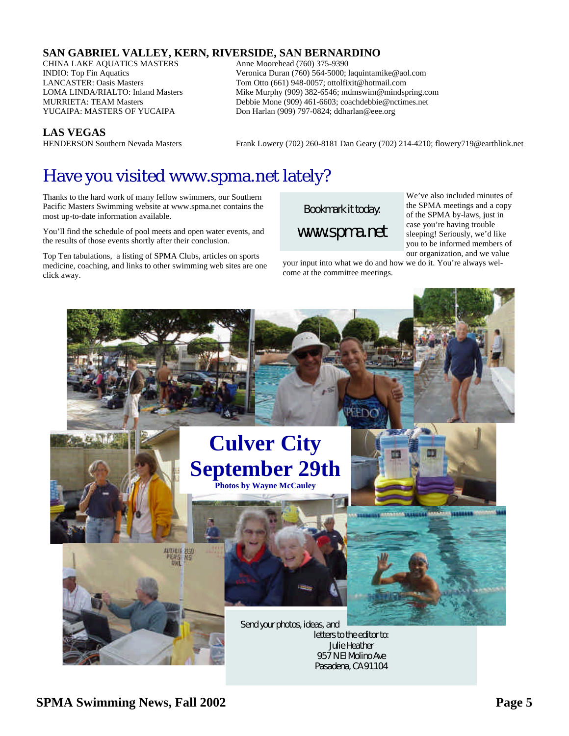## SAN GABRIEL VALLEY, KERN, RIVERSIDE, SAN BERNARDINO

| | |
|---|---|
| CHINA LAKE AQUATICS MASTERS | Anne Moorehead (760) 375-9390 |
| INDIO: Top Fin Aquatics | Veronica Duran (760) 564-5000; laquintamike@aol.com |
| LANCASTER: Oasis Masters | Tom Otto (661) 948-0057; ottolfixit@hotmail.com |
| LOMA LINDA/RIALTO: Inland Masters | Mike Murphy (909) 382-6546; mdmswim@mindspring.com |
| MURRIETA: TEAM Masters | Debbie Mone (909) 461-6603; coachdebbie@nctimes.net |
| YUCAIPA: MASTERS OF YUCAIPA | Don Harlan (909) 797-0824; ddharlan@eee.org |

## LAS VEGAS

| | |
|---|---|
| HENDERSON Southern Nevada Masters | Frank Lowery (702) 260-8181 Dan Geary (702) 214-4210; flowery719@earthlink.net |

# Have you visited www.spma.net lately?

Thanks to the hard work of many fellow swimmers, our Southern Pacific Masters Swimming website at www.spma.net contains the most up-to-date information available.

You'll find the schedule of pool meets and open water events, and the results of those events shortly after their conclusion.

Top Ten tabulations, a listing of SPMA Clubs, articles on sports medicine, coaching, and links to other swimming web sites are one click away.

Bookmark it today:

**www.spma.net**

We've also included minutes of the SPMA meetings and a copy of the SPMA by-laws, just in case you're having trouble sleeping! Seriously, we'd like you to be informed members of our organization, and we value your input into what we do and how we do it. You're always welcome at the committee meetings.

## Culver City September 29th

**Photos by Wayne McCauley**

Send your photos, ideas, and letters to the editor to:
Julie Heather
957 N El Molino Ave
Pasadena, CA 91104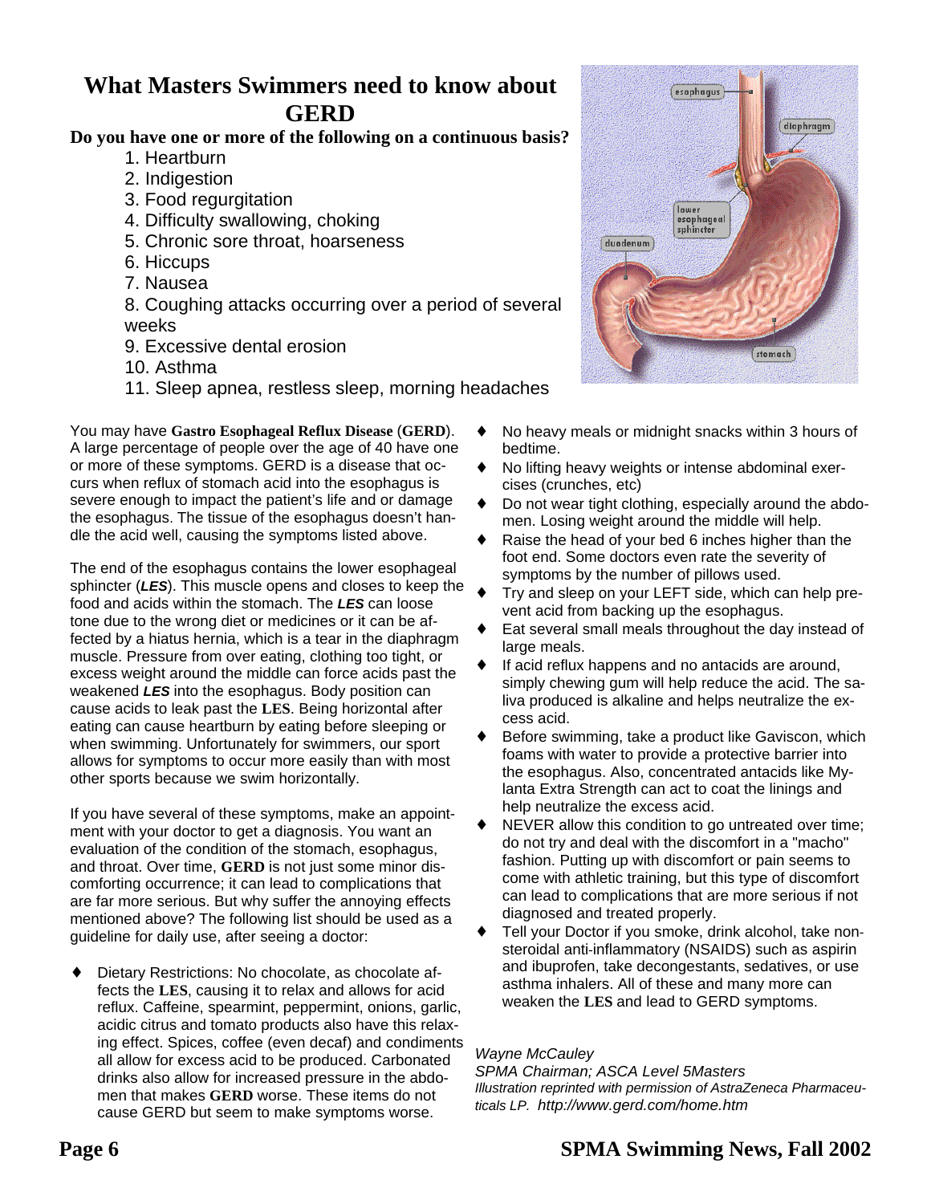# What Masters Swimmers need to know about GERD

**Do you have one or more of the following on a continuous basis?**

1. Heartburn
2. Indigestion
3. Food regurgitation
4. Difficulty swallowing, choking
5. Chronic sore throat, hoarseness
6. Hiccups
7. Nausea
8. Coughing attacks occurring over a period of several weeks
9. Excessive dental erosion
10. Asthma
11. Sleep apnea, restless sleep, morning headaches

You may have **Gastro Esophageal Reflux Disease** (**GERD**). A large percentage of people over the age of 40 have one or more of these symptoms. GERD is a disease that occurs when reflux of stomach acid into the esophagus is severe enough to impact the patient's life and or damage the esophagus. The tissue of the esophagus doesn't handle the acid well, causing the symptoms listed above.

The end of the esophagus contains the lower esophageal sphincter (***LES***). This muscle opens and closes to keep the food and acids within the stomach. The ***LES*** can loose tone due to the wrong diet or medicines or it can be affected by a hiatus hernia, which is a tear in the diaphragm muscle. Pressure from over eating, clothing too tight, or excess weight around the middle can force acids past the weakened ***LES*** into the esophagus. Body position can cause acids to leak past the **LES**. Being horizontal after eating can cause heartburn by eating before sleeping or when swimming. Unfortunately for swimmers, our sport allows for symptoms to occur more easily than with most other sports because we swim horizontally.

If you have several of these symptoms, make an appointment with your doctor to get a diagnosis. You want an evaluation of the condition of the stomach, esophagus, and throat. Over time, **GERD** is not just some minor discomforting occurrence; it can lead to complications that are far more serious. But why suffer the annoying effects mentioned above? The following list should be used as a guideline for daily use, after seeing a doctor:

- Dietary Restrictions: No chocolate, as chocolate affects the **LES**, causing it to relax and allows for acid reflux. Caffeine, spearmint, peppermint, onions, garlic, acidic citrus and tomato products also have this relaxing effect. Spices, coffee (even decaf) and condiments all allow for excess acid to be produced. Carbonated drinks also allow for increased pressure in the abdomen that makes **GERD** worse. These items do not cause GERD but seem to make symptoms worse.
- No heavy meals or midnight snacks within 3 hours of bedtime.
- No lifting heavy weights or intense abdominal exercises (crunches, etc)
- Do not wear tight clothing, especially around the abdomen. Losing weight around the middle will help.
- Raise the head of your bed 6 inches higher than the foot end. Some doctors even rate the severity of symptoms by the number of pillows used.
- Try and sleep on your LEFT side, which can help prevent acid from backing up the esophagus.
- Eat several small meals throughout the day instead of large meals.
- If acid reflux happens and no antacids are around, simply chewing gum will help reduce the acid. The saliva produced is alkaline and helps neutralize the excess acid.
- Before swimming, take a product like Gaviscon, which foams with water to provide a protective barrier into the esophagus. Also, concentrated antacids like Mylanta Extra Strength can act to coat the linings and help neutralize the excess acid.
- NEVER allow this condition to go untreated over time; do not try and deal with the discomfort in a "macho" fashion. Putting up with discomfort or pain seems to come with athletic training, but this type of discomfort can lead to complications that are more serious if not diagnosed and treated properly.
- Tell your Doctor if you smoke, drink alcohol, take non-steroidal anti-inflammatory (NSAIDS) such as aspirin and ibuprofen, take decongestants, sedatives, or use asthma inhalers. All of these and many more can weaken the **LES** and lead to GERD symptoms.

*Wayne McCauley*
*SPMA Chairman; ASCA Level 5Masters*
*Illustration reprinted with permission of AstraZeneca Pharmaceuticals LP. http://www.gerd.com/home.htm*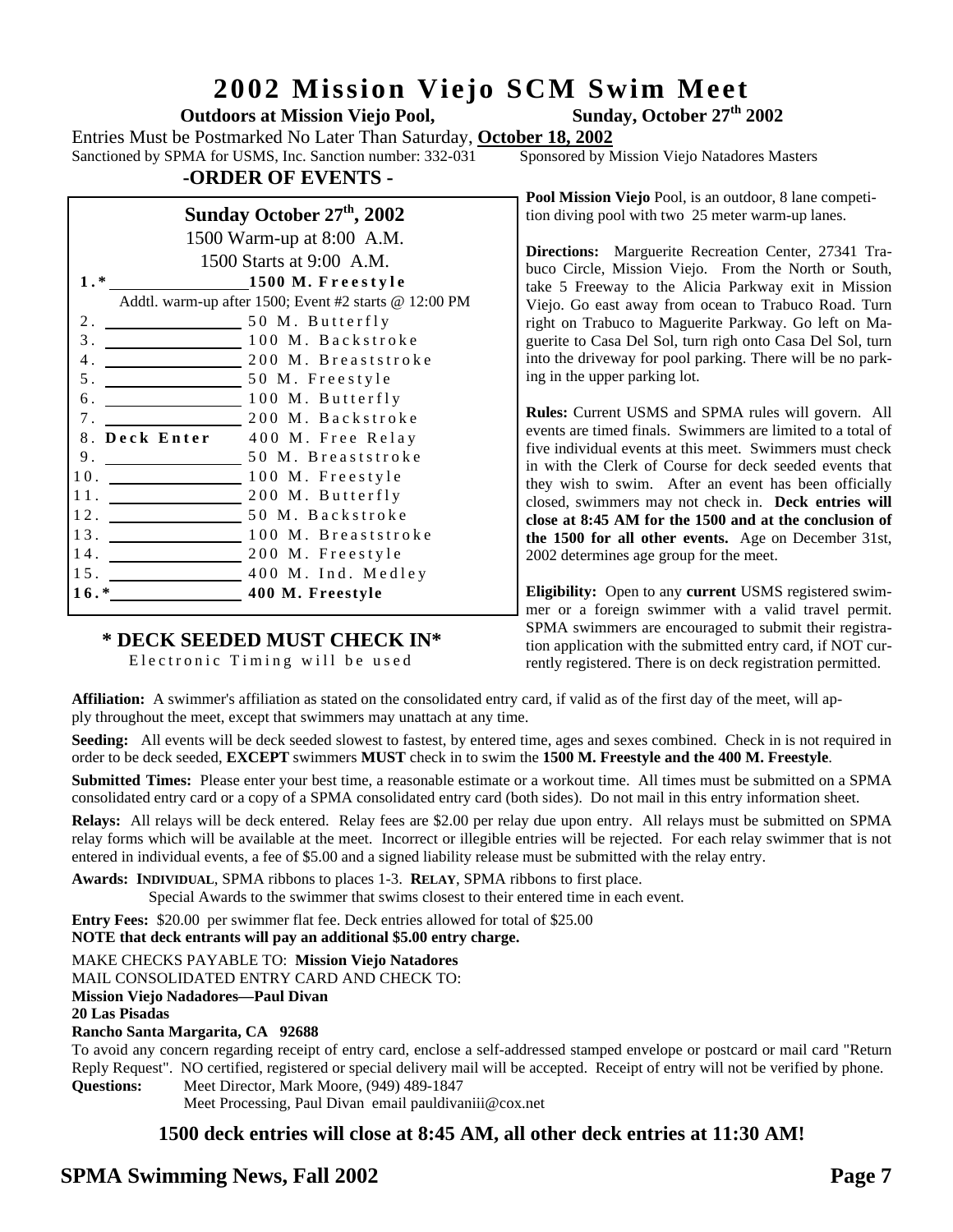# 2002 Mission Viejo SCM Swim Meet

**Outdoors at Mission Viejo Pool,** **Sunday, October 27th 2002**

Entries Must be Postmarked No Later Than Saturday, **October 18, 2002**

Sanctioned by SPMA for USMS, Inc. Sanction number: 332-031 Sponsored by Mission Viejo Natadores Masters

## -ORDER OF EVENTS -

**Sunday October 27th, 2002**

1500 Warm-up at 8:00 A.M.

1500 Starts at 9:00 A.M.

**1.* ________________ 1500 M. Freestyle**

Addtl. warm-up after 1500; Event #2 starts @ 12:00 PM

2. ________________ 50 M. Butterfly
3. ________________ 100 M. Backstroke
4. ________________ 200 M. Breaststroke
5. ________________ 50 M. Freestyle
6. ________________ 100 M. Butterfly
7. ________________ 200 M. Backstroke
8. **Deck Enter** 400 M. Free Relay
9. ________________ 50 M. Breaststroke
10. ________________ 100 M. Freestyle
11. ________________ 200 M. Butterfly
12. ________________ 50 M. Backstroke
13. ________________ 100 M. Breaststroke
14. ________________ 200 M. Freestyle
15. ________________ 400 M. Ind. Medley

**16.* ________________ 400 M. Freestyle**

**\* DECK SEEDED MUST CHECK IN\***

Electronic Timing will be used

**Pool Mission Viejo** Pool, is an outdoor, 8 lane competition diving pool with two 25 meter warm-up lanes.

**Directions:** Marguerite Recreation Center, 27341 Trabuco Circle, Mission Viejo. From the North or South, take 5 Freeway to the Alicia Parkway exit in Mission Viejo. Go east away from ocean to Trabuco Road. Turn right on Trabuco to Maguerite Parkway. Go left on Maguerite to Casa Del Sol, turn righ onto Casa Del Sol, turn into the driveway for pool parking. There will be no parking in the upper parking lot.

**Rules:** Current USMS and SPMA rules will govern. All events are timed finals. Swimmers are limited to a total of five individual events at this meet. Swimmers must check in with the Clerk of Course for deck seeded events that they wish to swim. After an event has been officially closed, swimmers may not check in. **Deck entries will close at 8:45 AM for the 1500 and at the conclusion of the 1500 for all other events.** Age on December 31st, 2002 determines age group for the meet.

**Eligibility:** Open to any **current** USMS registered swimmer or a foreign swimmer with a valid travel permit. SPMA swimmers are encouraged to submit their registration application with the submitted entry card, if NOT currently registered. There is on deck registration permitted.

**Affiliation:** A swimmer's affiliation as stated on the consolidated entry card, if valid as of the first day of the meet, will apply throughout the meet, except that swimmers may unattach at any time.

**Seeding:** All events will be deck seeded slowest to fastest, by entered time, ages and sexes combined. Check in is not required in order to be deck seeded, **EXCEPT** swimmers **MUST** check in to swim the **1500 M. Freestyle and the 400 M. Freestyle**.

**Submitted Times:** Please enter your best time, a reasonable estimate or a workout time. All times must be submitted on a SPMA consolidated entry card or a copy of a SPMA consolidated entry card (both sides). Do not mail in this entry information sheet.

**Relays:** All relays will be deck entered. Relay fees are $2.00 per relay due upon entry. All relays must be submitted on SPMA relay forms which will be available at the meet. Incorrect or illegible entries will be rejected. For each relay swimmer that is not entered in individual events, a fee of $5.00 and a signed liability release must be submitted with the relay entry.

**Awards: INDIVIDUAL**, SPMA ribbons to places 1-3. **RELAY**, SPMA ribbons to first place.
Special Awards to the swimmer that swims closest to their entered time in each event.

**Entry Fees:** $20.00 per swimmer flat fee. Deck entries allowed for total of $25.00
**NOTE that deck entrants will pay an additional $5.00 entry charge.**

MAKE CHECKS PAYABLE TO: **Mission Viejo Natadores**
MAIL CONSOLIDATED ENTRY CARD AND CHECK TO:
**Mission Viejo Nadadores—Paul Divan**
**20 Las Pisadas**
**Rancho Santa Margarita, CA 92688**

To avoid any concern regarding receipt of entry card, enclose a self-addressed stamped envelope or postcard or mail card "Return Reply Request". NO certified, registered or special delivery mail will be accepted. Receipt of entry will not be verified by phone.

**Questions:** Meet Director, Mark Moore, (949) 489-1847
Meet Processing, Paul Divan email pauldivaniii@cox.net

**1500 deck entries will close at 8:45 AM, all other deck entries at 11:30 AM!**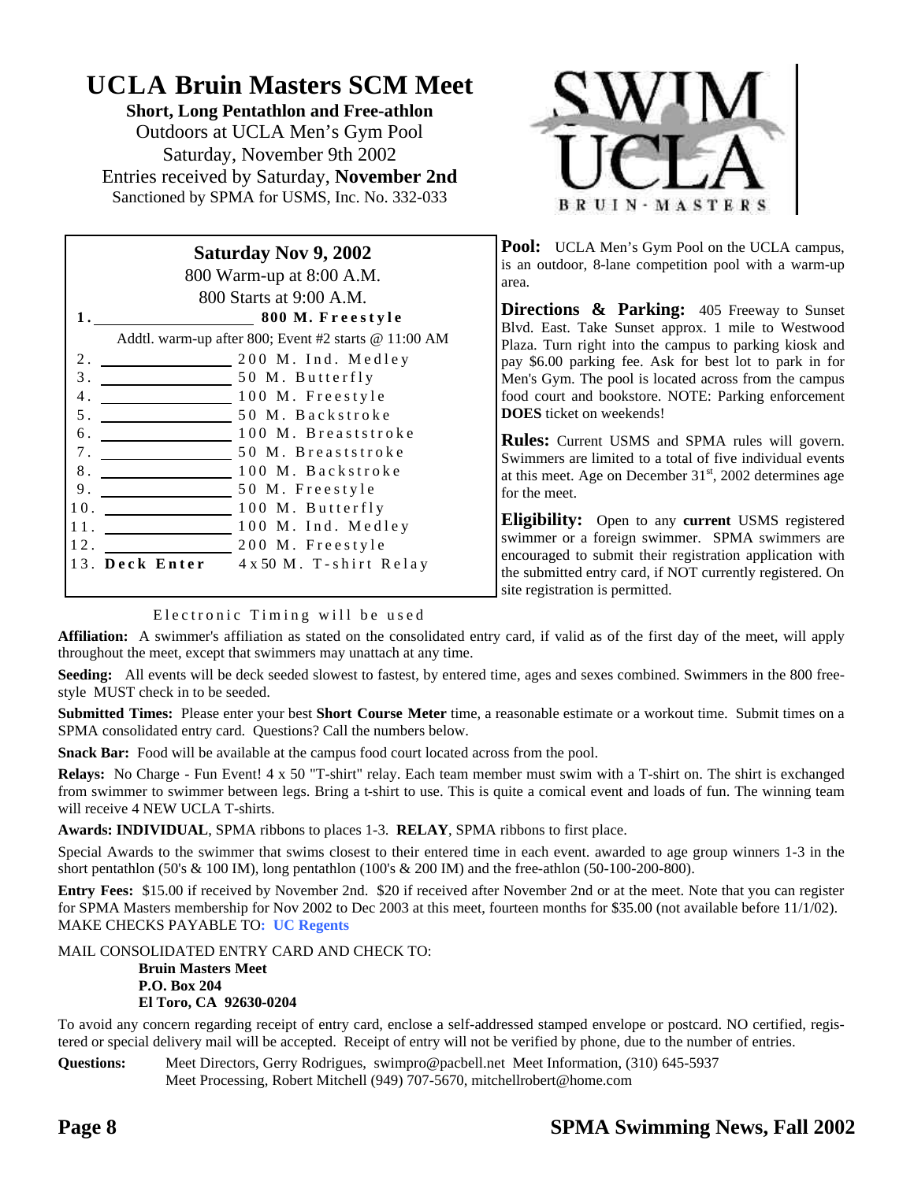# UCLA Bruin Masters SCM Meet

**Short, Long Pentathlon and Free-athlon**

Outdoors at UCLA Men's Gym Pool

Saturday, November 9th 2002

Entries received by Saturday, **November 2nd**

Sanctioned by SPMA for USMS, Inc. No. 332-033

SWIM UCLA BRUIN·MASTERS

## Saturday Nov 9, 2002

800 Warm-up at 8:00 A.M.

800 Starts at 9:00 A.M.

1. ________ **800 M. Freestyle**

Addtl. warm-up after 800; Event #2 starts @ 11:00 AM

2. ________ 200 M. Ind. Medley
3. ________ 50 M. Butterfly
4. ________ 100 M. Freestyle
5. ________ 50 M. Backstroke
6. ________ 100 M. Breaststroke
7. ________ 50 M. Breaststroke
8. ________ 100 M. Backstroke
9. ________ 50 M. Freestyle
10. ________ 100 M. Butterfly
11. ________ 100 M. Ind. Medley
12. ________ 200 M. Freestyle
13. **Deck Enter** 4 x 50 M. T-shirt Relay

Electronic Timing will be used

**Pool:** UCLA Men's Gym Pool on the UCLA campus, is an outdoor, 8-lane competition pool with a warm-up area.

**Directions & Parking:** 405 Freeway to Sunset Blvd. East. Take Sunset approx. 1 mile to Westwood Plaza. Turn right into the campus to parking kiosk and pay $6.00 parking fee. Ask for best lot to park in for Men's Gym. The pool is located across from the campus food court and bookstore. NOTE: Parking enforcement **DOES** ticket on weekends!

**Rules:** Current USMS and SPMA rules will govern. Swimmers are limited to a total of five individual events at this meet. Age on December 31st, 2002 determines age for the meet.

**Eligibility:** Open to any **current** USMS registered swimmer or a foreign swimmer. SPMA swimmers are encouraged to submit their registration application with the submitted entry card, if NOT currently registered. On site registration is permitted.

**Affiliation:** A swimmer's affiliation as stated on the consolidated entry card, if valid as of the first day of the meet, will apply throughout the meet, except that swimmers may unattach at any time.

**Seeding:** All events will be deck seeded slowest to fastest, by entered time, ages and sexes combined. Swimmers in the 800 free-style MUST check in to be seeded.

**Submitted Times:** Please enter your best **Short Course Meter** time, a reasonable estimate or a workout time. Submit times on a SPMA consolidated entry card. Questions? Call the numbers below.

**Snack Bar:** Food will be available at the campus food court located across from the pool.

**Relays:** No Charge - Fun Event! 4 x 50 "T-shirt" relay. Each team member must swim with a T-shirt on. The shirt is exchanged from swimmer to swimmer between legs. Bring a t-shirt to use. This is quite a comical event and loads of fun. The winning team will receive 4 NEW UCLA T-shirts.

**Awards: INDIVIDUAL**, SPMA ribbons to places 1-3. **RELAY**, SPMA ribbons to first place.

Special Awards to the swimmer that swims closest to their entered time in each event. awarded to age group winners 1-3 in the short pentathlon (50's & 100 IM), long pentathlon (100's & 200 IM) and the free-athlon (50-100-200-800).

**Entry Fees:** $15.00 if received by November 2nd. $20 if received after November 2nd or at the meet. Note that you can register for SPMA Masters membership for Nov 2002 to Dec 2003 at this meet, fourteen months for $35.00 (not available before 11/1/02). MAKE CHECKS PAYABLE TO**: UC Regents**

MAIL CONSOLIDATED ENTRY CARD AND CHECK TO:

**Bruin Masters Meet**
**P.O. Box 204**
**El Toro, CA 92630-0204**

To avoid any concern regarding receipt of entry card, enclose a self-addressed stamped envelope or postcard. NO certified, registered or special delivery mail will be accepted. Receipt of entry will not be verified by phone, due to the number of entries.

**Questions:** Meet Directors, Gerry Rodrigues, swimpro@pacbell.net Meet Information, (310) 645-5937
Meet Processing, Robert Mitchell (949) 707-5670, mitchellrobert@home.com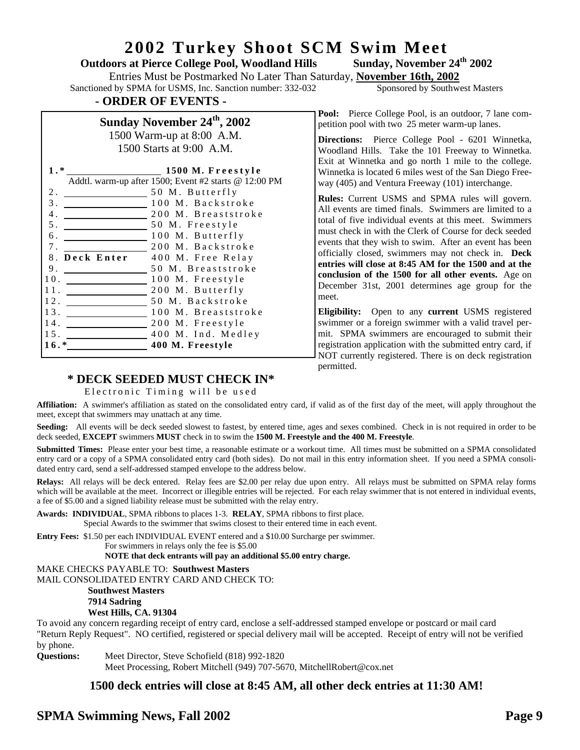# 2002 Turkey Shoot SCM Swim Meet

**Outdoors at Pierce College Pool, Woodland Hills** **Sunday, November 24th 2002**

Entries Must be Postmarked No Later Than Saturday, **November 16th, 2002**

Sanctioned by SPMA for USMS, Inc. Sanction number: 332-032 Sponsored by Southwest Masters

## - ORDER OF EVENTS -

### Sunday November 24th, 2002

1500 Warm-up at 8:00 A.M.
1500 Starts at 9:00 A.M.

| # | | Event |
|---|---|---|
| **1.*** | ________ | **1500 M. Freestyle** |
| | Addtl. warm-up after 1500; Event #2 starts @ 12:00 PM | |
| 2. | ________ | 50 M. Butterfly |
| 3. | ________ | 100 M. Backstroke |
| 4. | ________ | 200 M. Breaststroke |
| 5. | ________ | 50 M. Freestyle |
| 6. | ________ | 100 M. Butterfly |
| 7. | ________ | 200 M. Backstroke |
| 8. | **Deck Enter** | 400 M. Free Relay |
| 9. | ________ | 50 M. Breaststroke |
| 10. | ________ | 100 M. Freestyle |
| 11. | ________ | 200 M. Butterfly |
| 12. | ________ | 50 M. Backstroke |
| 13. | ________ | 100 M. Breaststroke |
| 14. | ________ | 200 M. Freestyle |
| 15. | ________ | 400 M. Ind. Medley |
| **16.*** | ________ | **400 M. Freestyle** |

**\* DECK SEEDED MUST CHECK IN\***

Electronic Timing will be used

**Pool:** Pierce College Pool, is an outdoor, 7 lane competition pool with two 25 meter warm-up lanes.

**Directions:** Pierce College Pool - 6201 Winnetka, Woodland Hills. Take the 101 Freeway to Winnetka. Exit at Winnetka and go north 1 mile to the college. Winnetka is located 6 miles west of the San Diego Freeway (405) and Ventura Freeway (101) interchange.

**Rules:** Current USMS and SPMA rules will govern. All events are timed finals. Swimmers are limited to a total of five individual events at this meet. Swimmers must check in with the Clerk of Course for deck seeded events that they wish to swim. After an event has been officially closed, swimmers may not check in. **Deck entries will close at 8:45 AM for the 1500 and at the conclusion of the 1500 for all other events.** Age on December 31st, 2001 determines age group for the meet.

**Eligibility:** Open to any **current** USMS registered swimmer or a foreign swimmer with a valid travel permit. SPMA swimmers are encouraged to submit their registration application with the submitted entry card, if NOT currently registered. There is on deck registration permitted.

**Affiliation:** A swimmer's affiliation as stated on the consolidated entry card, if valid as of the first day of the meet, will apply throughout the meet, except that swimmers may unattach at any time.

**Seeding:** All events will be deck seeded slowest to fastest, by entered time, ages and sexes combined. Check in is not required in order to be deck seeded, **EXCEPT** swimmers **MUST** check in to swim the **1500 M. Freestyle and the 400 M. Freestyle**.

**Submitted Times:** Please enter your best time, a reasonable estimate or a workout time. All times must be submitted on a SPMA consolidated entry card or a copy of a SPMA consolidated entry card (both sides). Do not mail in this entry information sheet. If you need a SPMA consolidated entry card, send a self-addressed stamped envelope to the address below.

**Relays:** All relays will be deck entered. Relay fees are $2.00 per relay due upon entry. All relays must be submitted on SPMA relay forms which will be available at the meet. Incorrect or illegible entries will be rejected. For each relay swimmer that is not entered in individual events, a fee of $5.00 and a signed liability release must be submitted with the relay entry.

**Awards: INDIVIDUAL**, SPMA ribbons to places 1-3. **RELAY**, SPMA ribbons to first place.
Special Awards to the swimmer that swims closest to their entered time in each event.

**Entry Fees:** $1.50 per each INDIVIDUAL EVENT entered and a $10.00 Surcharge per swimmer.
For swimmers in relays only the fee is $5.00
**NOTE that deck entrants will pay an additional $5.00 entry charge.**

MAKE CHECKS PAYABLE TO: **Southwest Masters**
MAIL CONSOLIDATED ENTRY CARD AND CHECK TO:

**Southwest Masters**
**7914 Sadring**
**West Hills, CA. 91304**

To avoid any concern regarding receipt of entry card, enclose a self-addressed stamped envelope or postcard or mail card "Return Reply Request". NO certified, registered or special delivery mail will be accepted. Receipt of entry will not be verified by phone.

**Questions:** Meet Director, Steve Schofield (818) 992-1820
Meet Processing, Robert Mitchell (949) 707-5670, MitchellRobert@cox.net

**1500 deck entries will close at 8:45 AM, all other deck entries at 11:30 AM!**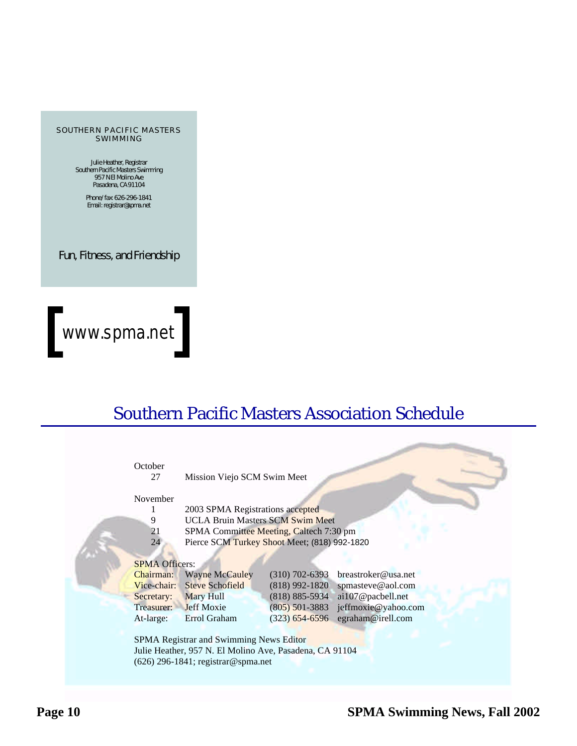SOUTHERN PACIFIC MASTERS SWIMMING

Julie Heather, Registrar
Southern Pacific Masters Swimming
957 N El Molino Ave
Pasadena, CA 91104

Phone/fax: 626-296-1841
Email: registrar@spma.net

Fun, Fitness, and Friendship

[ www.spma.net ]

## Southern Pacific Masters Association Schedule

October

| | |
|---|---|
| 27 | Mission Viejo SCM Swim Meet |

November

| | |
|---|---|
| 1 | 2003 SPMA Registrations accepted |
| 9 | UCLA Bruin Masters SCM Swim Meet |
| 21 | SPMA Committee Meeting, Caltech 7:30 pm |
| 24 | Pierce SCM Turkey Shoot Meet; (818) 992-1820 |

SPMA Officers:

| | | | |
|---|---|---|---|
| Chairman: | Wayne McCauley | (310) 702-6393 | breastroker@usa.net |
| Vice-chair: | Steve Schofield | (818) 992-1820 | spmasteve@aol.com |
| Secretary: | Mary Hull | (818) 885-5934 | ai107@pacbell.net |
| Treasurer: | Jeff Moxie | (805) 501-3883 | jeffmoxie@yahoo.com |
| At-large: | Errol Graham | (323) 654-6596 | egraham@irell.com |

SPMA Registrar and Swimming News Editor
Julie Heather, 957 N. El Molino Ave, Pasadena, CA 91104
(626) 296-1841; registrar@spma.net